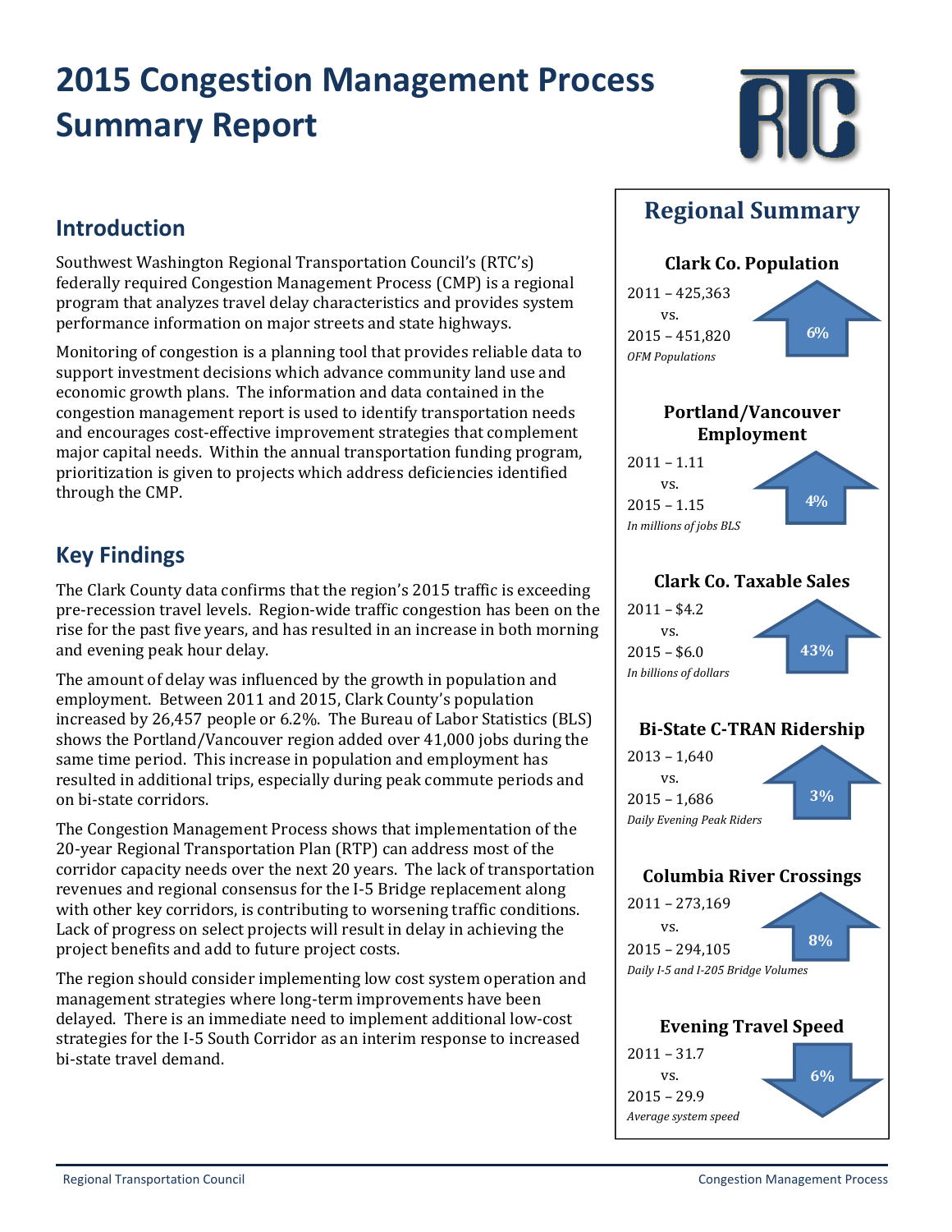# 2015 Congestion Management Process Summary Report

## Introduction

Southwest Washington Regional Transportation Council's (RTC's) federally required Congestion Management Process (CMP) is a regional program that analyzes travel delay characteristics and provides system performance information on major streets and state highways.

Monitoring of congestion is a planning tool that provides reliable data to support investment decisions which advance community land use and economic growth plans. The information and data contained in the congestion management report is used to identify transportation needs and encourages cost-effective improvement strategies that complement major capital needs. Within the annual transportation funding program, prioritization is given to projects which address deficiencies identified through the CMP.

## Key Findings

The Clark County data confirms that the region's 2015 traffic is exceeding pre-recession travel levels. Region-wide traffic congestion has been on the rise for the past five years, and has resulted in an increase in both morning and evening peak hour delay.

The amount of delay was influenced by the growth in population and employment. Between 2011 and 2015, Clark County's population increased by 26,457 people or 6.2%. The Bureau of Labor Statistics (BLS) shows the Portland/Vancouver region added over 41,000 jobs during the same time period. This increase in population and employment has resulted in additional trips, especially during peak commute periods and on bi-state corridors.

The Congestion Management Process shows that implementation of the 20-year Regional Transportation Plan (RTP) can address most of the corridor capacity needs over the next 20 years. The lack of transportation revenues and regional consensus for the I-5 Bridge replacement along with other key corridors, is contributing to worsening traffic conditions. Lack of progress on select projects will result in delay in achieving the project benefits and add to future project costs.

The region should consider implementing low cost system operation and management strategies where long-term improvements have been delayed. There is an immediate need to implement additional low-cost strategies for the I-5 South Corridor as an interim response to increased bi-state travel demand.

## Regional Summary

### Clark Co. Population

2011 – 425,363
vs.
2015 – 451,820

*OFM Populations*

↑ 6%

### Portland/Vancouver Employment

2011 – 1.11
vs.
2015 – 1.15

*In millions of jobs BLS*

↑ 4%

### Clark Co. Taxable Sales

2011 – $4.2
vs.
2015 – $6.0

*In billions of dollars*

↑ 43%

### Bi-State C-TRAN Ridership

2013 – 1,640
vs.
2015 – 1,686

*Daily Evening Peak Riders*

↑ 3%

### Columbia River Crossings

2011 – 273,169
vs.
2015 – 294,105

*Daily I-5 and I-205 Bridge Volumes*

↑ 8%

### Evening Travel Speed

2011 – 31.7
vs.
2015 – 29.9

*Average system speed*

↓ 6%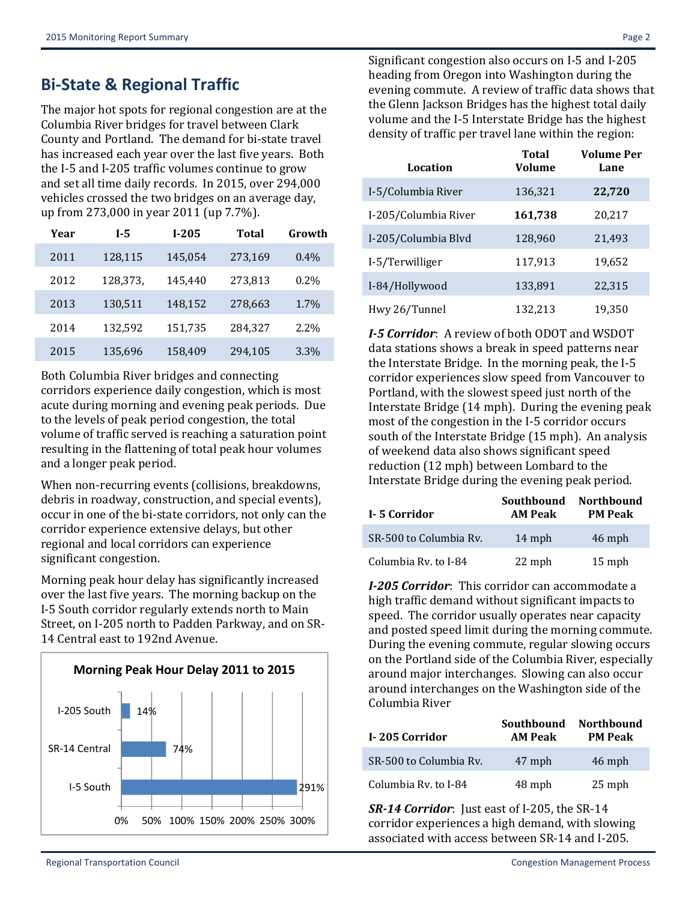## Bi-State & Regional Traffic

The major hot spots for regional congestion are at the Columbia River bridges for travel between Clark County and Portland. The demand for bi-state travel has increased each year over the last five years. Both the I-5 and I-205 traffic volumes continue to grow and set all time daily records. In 2015, over 294,000 vehicles crossed the two bridges on an average day, up from 273,000 in year 2011 (up 7.7%).

| Year | I-5 | I-205 | Total | Growth |
|---|---|---|---|---|
| 2011 | 128,115 | 145,054 | 273,169 | 0.4% |
| 2012 | 128,373, | 145,440 | 273,813 | 0.2% |
| 2013 | 130,511 | 148,152 | 278,663 | 1.7% |
| 2014 | 132,592 | 151,735 | 284,327 | 2.2% |
| 2015 | 135,696 | 158,409 | 294,105 | 3.3% |

Both Columbia River bridges and connecting corridors experience daily congestion, which is most acute during morning and evening peak periods. Due to the levels of peak period congestion, the total volume of traffic served is reaching a saturation point resulting in the flattening of total peak hour volumes and a longer peak period.

When non-recurring events (collisions, breakdowns, debris in roadway, construction, and special events), occur in one of the bi-state corridors, not only can the corridor experience extensive delays, but other regional and local corridors can experience significant congestion.

Morning peak hour delay has significantly increased over the last five years. The morning backup on the I-5 South corridor regularly extends north to Main Street, on I-205 north to Padden Parkway, and on SR-14 Central east to 192nd Avenue.

**Morning Peak Hour Delay 2011 to 2015**

| Corridor | Delay Increase |
|---|---|
| I-205 South | 14% |
| SR-14 Central | 74% |
| I-5 South | 291% |

Significant congestion also occurs on I-5 and I-205 heading from Oregon into Washington during the evening commute. A review of traffic data shows that the Glenn Jackson Bridges has the highest total daily volume and the I-5 Interstate Bridge has the highest density of traffic per travel lane within the region:

| Location | Total Volume | Volume Per Lane |
|---|---|---|
| I-5/Columbia River | 136,321 | **22,720** |
| I-205/Columbia River | **161,738** | 20,217 |
| I-205/Columbia Blvd | 128,960 | 21,493 |
| I-5/Terwilliger | 117,913 | 19,652 |
| I-84/Hollywood | 133,891 | 22,315 |
| Hwy 26/Tunnel | 132,213 | 19,350 |

***I-5 Corridor***: A review of both ODOT and WSDOT data stations shows a break in speed patterns near the Interstate Bridge. In the morning peak, the I-5 corridor experiences slow speed from Vancouver to Portland, with the slowest speed just north of the Interstate Bridge (14 mph). During the evening peak most of the congestion in the I-5 corridor occurs south of the Interstate Bridge (15 mph). An analysis of weekend data also shows significant speed reduction (12 mph) between Lombard to the Interstate Bridge during the evening peak period.

| I- 5 Corridor | Southbound AM Peak | Northbound PM Peak |
|---|---|---|
| SR-500 to Columbia Rv. | 14 mph | 46 mph |
| Columbia Rv. to I-84 | 22 mph | 15 mph |

***I-205 Corridor***: This corridor can accommodate a high traffic demand without significant impacts to speed. The corridor usually operates near capacity and posted speed limit during the morning commute. During the evening commute, regular slowing occurs on the Portland side of the Columbia River, especially around major interchanges. Slowing can also occur around interchanges on the Washington side of the Columbia River

| I- 205 Corridor | Southbound AM Peak | Northbound PM Peak |
|---|---|---|
| SR-500 to Columbia Rv. | 47 mph | 46 mph |
| Columbia Rv. to I-84 | 48 mph | 25 mph |

***SR-14 Corridor***: Just east of I-205, the SR-14 corridor experiences a high demand, with slowing associated with access between SR-14 and I-205.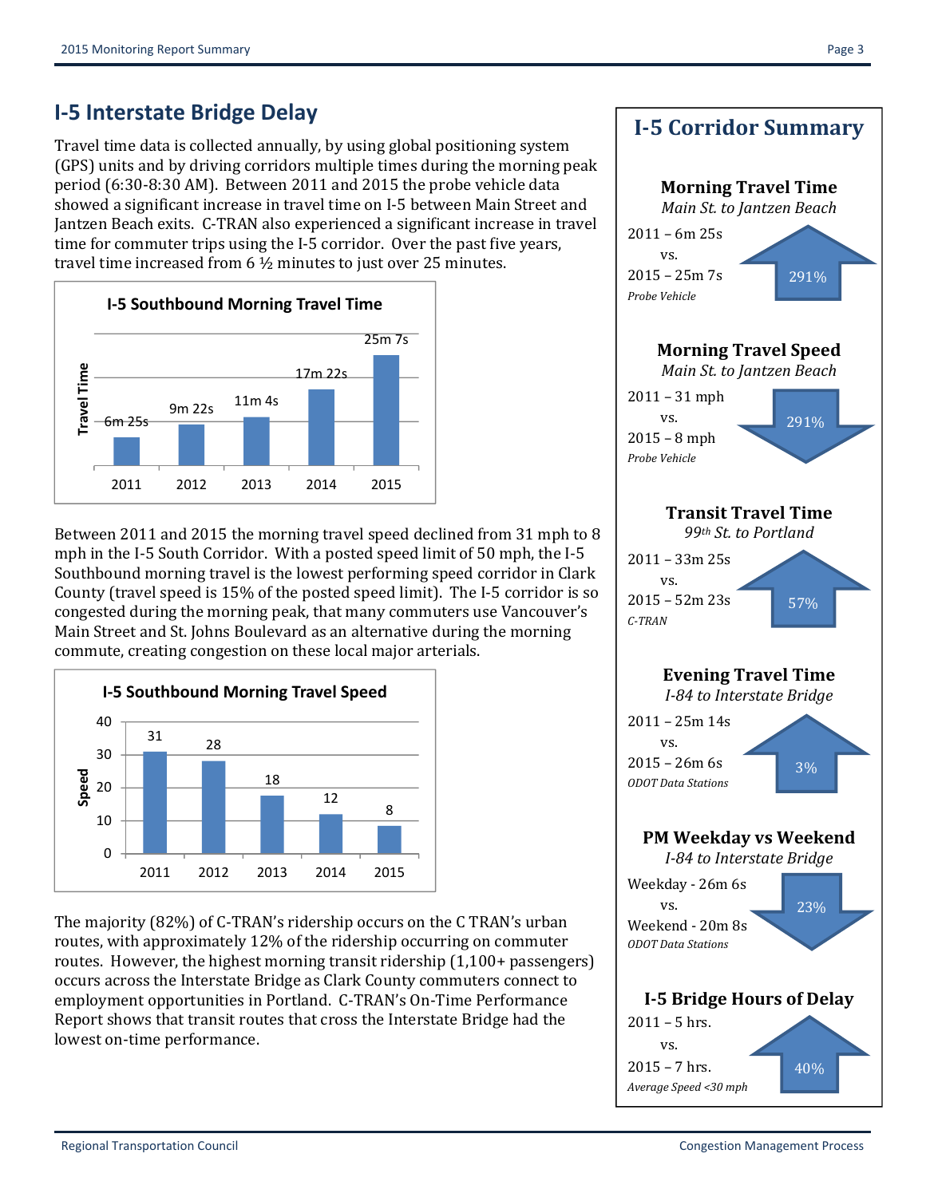## I-5 Interstate Bridge Delay

Travel time data is collected annually, by using global positioning system (GPS) units and by driving corridors multiple times during the morning peak period (6:30-8:30 AM). Between 2011 and 2015 the probe vehicle data showed a significant increase in travel time on I-5 between Main Street and Jantzen Beach exits. C-TRAN also experienced a significant increase in travel time for commuter trips using the I-5 corridor. Over the past five years, travel time increased from 6 ½ minutes to just over 25 minutes.

**I-5 Southbound Morning Travel Time**

| Year | Travel Time |
|---|---|
| 2011 | 6m 25s |
| 2012 | 9m 22s |
| 2013 | 11m 4s |
| 2014 | 17m 22s |
| 2015 | 25m 7s |

Between 2011 and 2015 the morning travel speed declined from 31 mph to 8 mph in the I-5 South Corridor. With a posted speed limit of 50 mph, the I-5 Southbound morning travel is the lowest performing speed corridor in Clark County (travel speed is 15% of the posted speed limit). The I-5 corridor is so congested during the morning peak, that many commuters use Vancouver's Main Street and St. Johns Boulevard as an alternative during the morning commute, creating congestion on these local major arterials.

**I-5 Southbound Morning Travel Speed**

| Year | Speed |
|---|---|
| 2011 | 31 |
| 2012 | 28 |
| 2013 | 18 |
| 2014 | 12 |
| 2015 | 8 |

The majority (82%) of C-TRAN's ridership occurs on the C TRAN's urban routes, with approximately 12% of the ridership occurring on commuter routes. However, the highest morning transit ridership (1,100+ passengers) occurs across the Interstate Bridge as Clark County commuters connect to employment opportunities in Portland. C-TRAN's On-Time Performance Report shows that transit routes that cross the Interstate Bridge had the lowest on-time performance.

## I-5 Corridor Summary

**Morning Travel Time**
*Main St. to Jantzen Beach*
2011 – 6m 25s
vs.
2015 – 25m 7s
*Probe Vehicle*
291% (increase)

**Morning Travel Speed**
*Main St. to Jantzen Beach*
2011 – 31 mph
vs.
2015 – 8 mph
*Probe Vehicle*
291% (decrease)

**Transit Travel Time**
*99th St. to Portland*
2011 – 33m 25s
vs.
2015 – 52m 23s
*C-TRAN*
57% (increase)

**Evening Travel Time**
*I-84 to Interstate Bridge*
2011 – 25m 14s
vs.
2015 – 26m 6s
*ODOT Data Stations*
3% (increase)

**PM Weekday vs Weekend**
*I-84 to Interstate Bridge*
Weekday - 26m 6s
vs.
Weekend - 20m 8s
*ODOT Data Stations*
23% (decrease)

**I-5 Bridge Hours of Delay**
2011 – 5 hrs.
vs.
2015 – 7 hrs.
*Average Speed <30 mph*
40% (increase)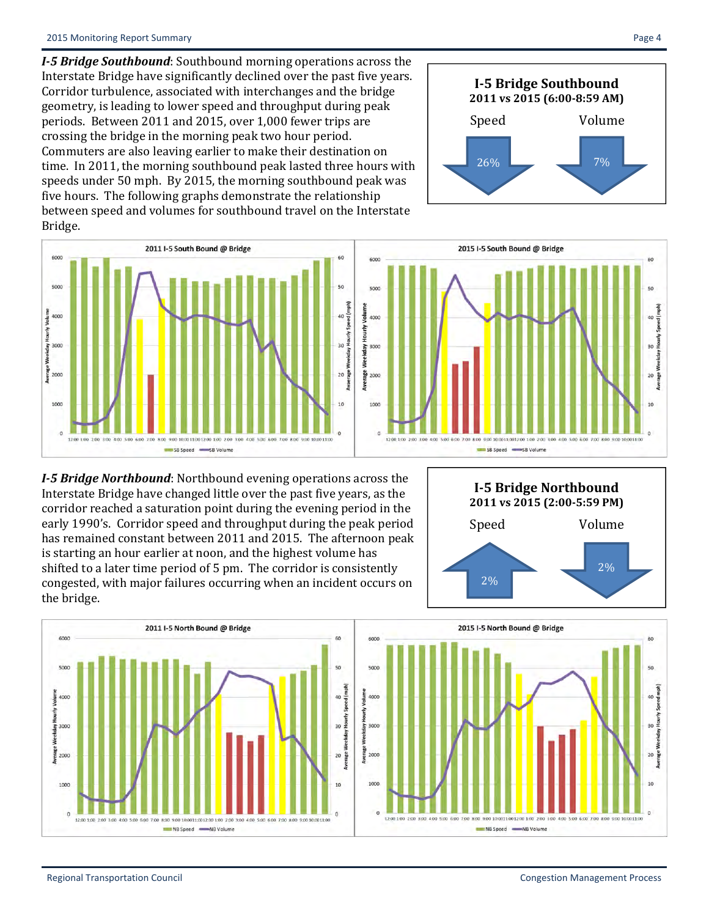***I-5 Bridge Southbound***: Southbound morning operations across the Interstate Bridge have significantly declined over the past five years. Corridor turbulence, associated with interchanges and the bridge geometry, is leading to lower speed and throughput during peak periods. Between 2011 and 2015, over 1,000 fewer trips are crossing the bridge in the morning peak two hour period. Commuters are also leaving earlier to make their destination on time. In 2011, the morning southbound peak lasted three hours with speeds under 50 mph. By 2015, the morning southbound peak was five hours. The following graphs demonstrate the relationship between speed and volumes for southbound travel on the Interstate Bridge.

**I-5 Bridge Southbound**
**2011 vs 2015 (6:00-8:59 AM)**

| Speed | Volume |
|---|---|
| ↓ 26% | ↓ 7% |

***I-5 Bridge Northbound***: Northbound evening operations across the Interstate Bridge have changed little over the past five years, as the corridor reached a saturation point during the evening period in the early 1990's. Corridor speed and throughput during the peak period has remained constant between 2011 and 2015. The afternoon peak is starting an hour earlier at noon, and the highest volume has shifted to a later time period of 5 pm. The corridor is consistently congested, with major failures occurring when an incident occurs on the bridge.

**I-5 Bridge Northbound**
**2011 vs 2015 (2:00-5:59 PM)**

| Speed | Volume |
|---|---|
| ↑ 2% | ↓ 2% |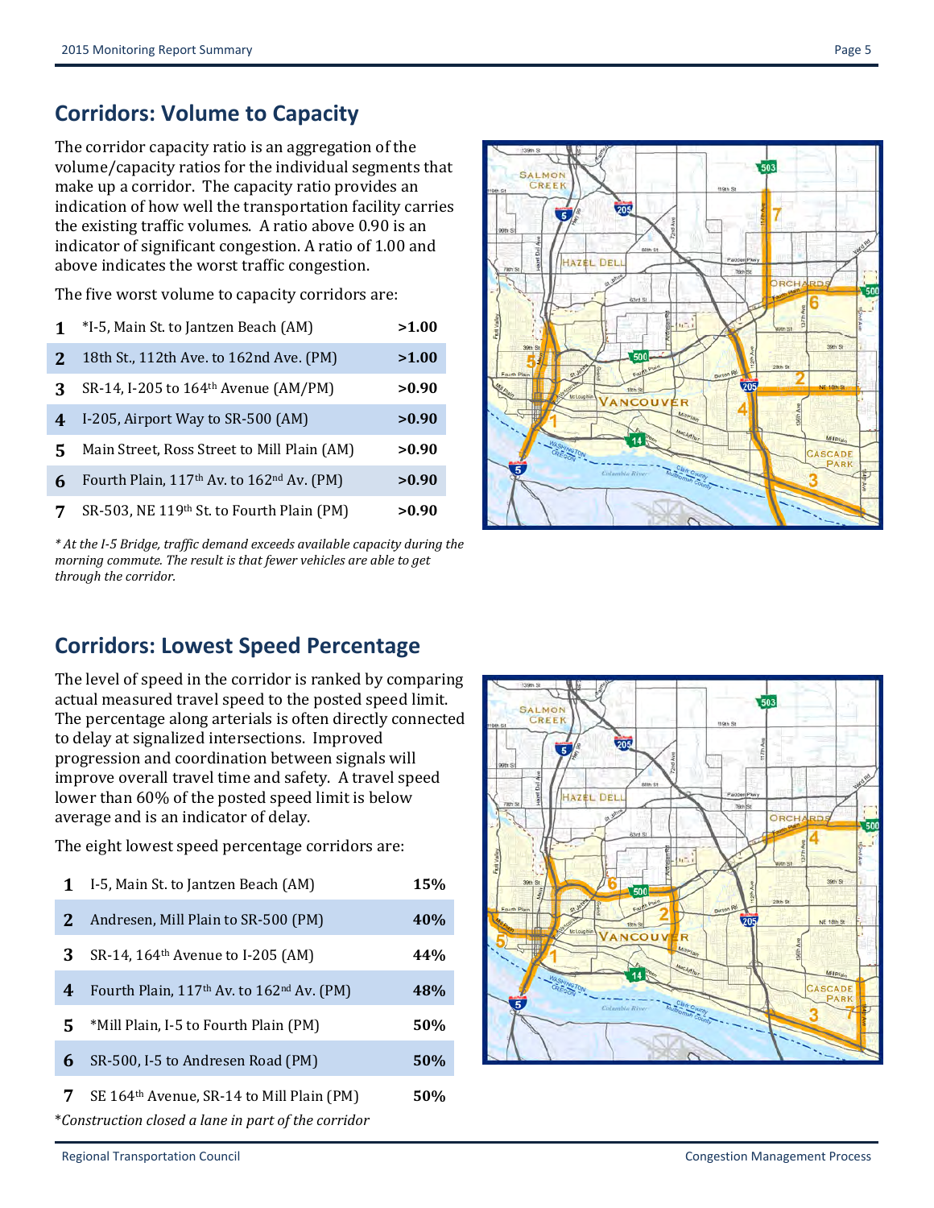## Corridors: Volume to Capacity

The corridor capacity ratio is an aggregation of the volume/capacity ratios for the individual segments that make up a corridor. The capacity ratio provides an indication of how well the transportation facility carries the existing traffic volumes. A ratio above 0.90 is an indicator of significant congestion. A ratio of 1.00 and above indicates the worst traffic congestion.

The five worst volume to capacity corridors are:

| | | |
|---|---|---|
| **1** | *I-5, Main St. to Jantzen Beach (AM) | **>1.00** |
| **2** | 18th St., 112th Ave. to 162nd Ave. (PM) | **>1.00** |
| **3** | SR-14, I-205 to 164th Avenue (AM/PM) | **>0.90** |
| **4** | I-205, Airport Way to SR-500 (AM) | **>0.90** |
| **5** | Main Street, Ross Street to Mill Plain (AM) | **>0.90** |
| **6** | Fourth Plain, 117th Av. to 162nd Av. (PM) | **>0.90** |
| **7** | SR-503, NE 119th St. to Fourth Plain (PM) | **>0.90** |

*\* At the I-5 Bridge, traffic demand exceeds available capacity during the morning commute. The result is that fewer vehicles are able to get through the corridor.*

## Corridors: Lowest Speed Percentage

The level of speed in the corridor is ranked by comparing actual measured travel speed to the posted speed limit. The percentage along arterials is often directly connected to delay at signalized intersections. Improved progression and coordination between signals will improve overall travel time and safety. A travel speed lower than 60% of the posted speed limit is below average and is an indicator of delay.

The eight lowest speed percentage corridors are:

| | | |
|---|---|---|
| **1** | I-5, Main St. to Jantzen Beach (AM) | **15%** |
| **2** | Andresen, Mill Plain to SR-500 (PM) | **40%** |
| **3** | SR-14, 164th Avenue to I-205 (AM) | **44%** |
| **4** | Fourth Plain, 117th Av. to 162nd Av. (PM) | **48%** |
| **5** | *Mill Plain, I-5 to Fourth Plain (PM) | **50%** |
| **6** | SR-500, I-5 to Andresen Road (PM) | **50%** |
| **7** | SE 164th Avenue, SR-14 to Mill Plain (PM) | **50%** |

*\*Construction closed a lane in part of the corridor*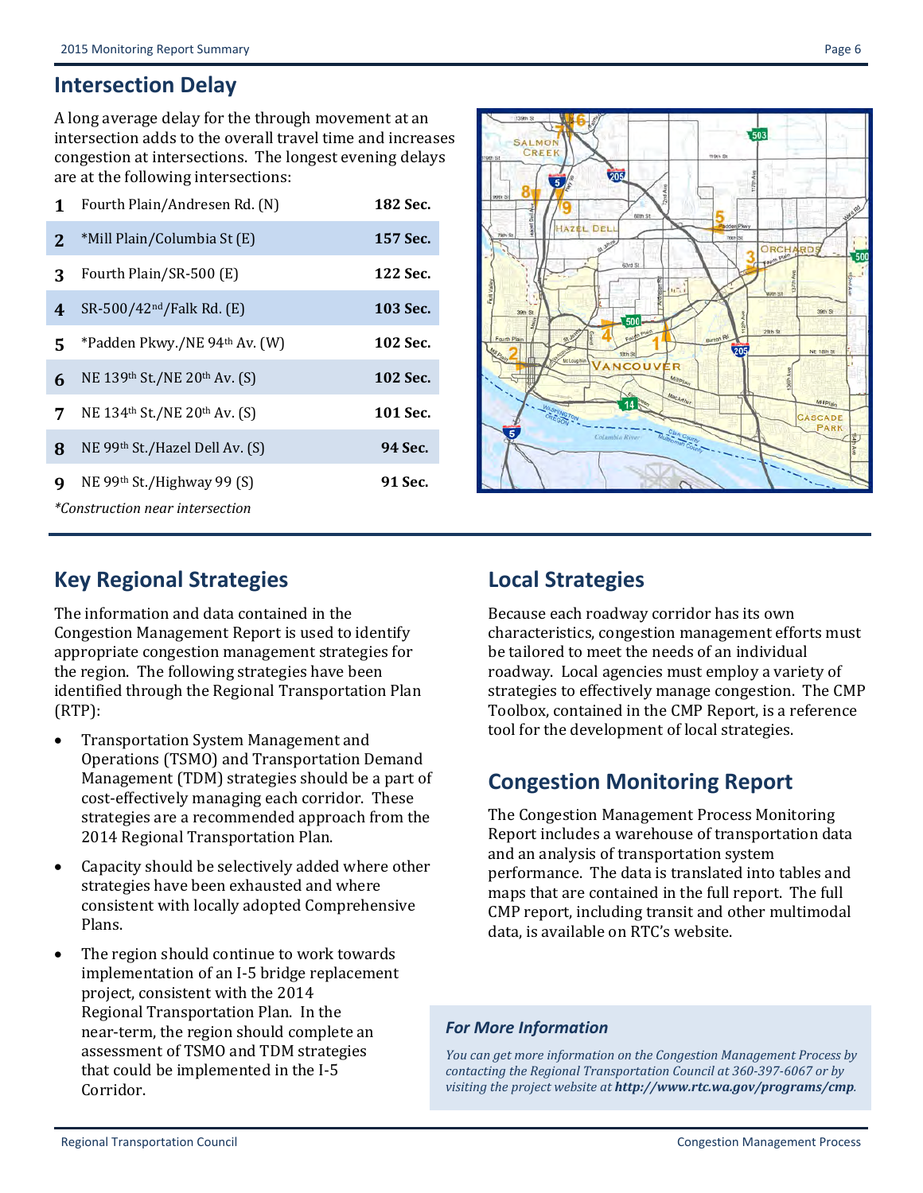## Intersection Delay

A long average delay for the through movement at an intersection adds to the overall travel time and increases congestion at intersections. The longest evening delays are at the following intersections:

| | | |
|---|---|---|
| 1 | Fourth Plain/Andresen Rd. (N) | 182 Sec. |
| 2 | *Mill Plain/Columbia St (E) | 157 Sec. |
| 3 | Fourth Plain/SR-500 (E) | 122 Sec. |
| 4 | SR-500/42nd/Falk Rd. (E) | 103 Sec. |
| 5 | *Padden Pkwy./NE 94th Av. (W) | 102 Sec. |
| 6 | NE 139th St./NE 20th Av. (S) | 102 Sec. |
| 7 | NE 134th St./NE 20th Av. (S) | 101 Sec. |
| 8 | NE 99th St./Hazel Dell Av. (S) | 94 Sec. |
| 9 | NE 99th St./Highway 99 (S) | 91 Sec. |

*\*Construction near intersection*

## Key Regional Strategies

The information and data contained in the Congestion Management Report is used to identify appropriate congestion management strategies for the region. The following strategies have been identified through the Regional Transportation Plan (RTP):

- Transportation System Management and Operations (TSMO) and Transportation Demand Management (TDM) strategies should be a part of cost-effectively managing each corridor. These strategies are a recommended approach from the 2014 Regional Transportation Plan.
- Capacity should be selectively added where other strategies have been exhausted and where consistent with locally adopted Comprehensive Plans.
- The region should continue to work towards implementation of an I-5 bridge replacement project, consistent with the 2014 Regional Transportation Plan. In the near-term, the region should complete an assessment of TSMO and TDM strategies that could be implemented in the I-5 Corridor.

## Local Strategies

Because each roadway corridor has its own characteristics, congestion management efforts must be tailored to meet the needs of an individual roadway. Local agencies must employ a variety of strategies to effectively manage congestion. The CMP Toolbox, contained in the CMP Report, is a reference tool for the development of local strategies.

## Congestion Monitoring Report

The Congestion Management Process Monitoring Report includes a warehouse of transportation data and an analysis of transportation system performance. The data is translated into tables and maps that are contained in the full report. The full CMP report, including transit and other multimodal data, is available on RTC's website.

### *For More Information*

*You can get more information on the Congestion Management Process by contacting the Regional Transportation Council at 360-397-6067 or by visiting the project website at **http://www.rtc.wa.gov/programs/cmp**.*